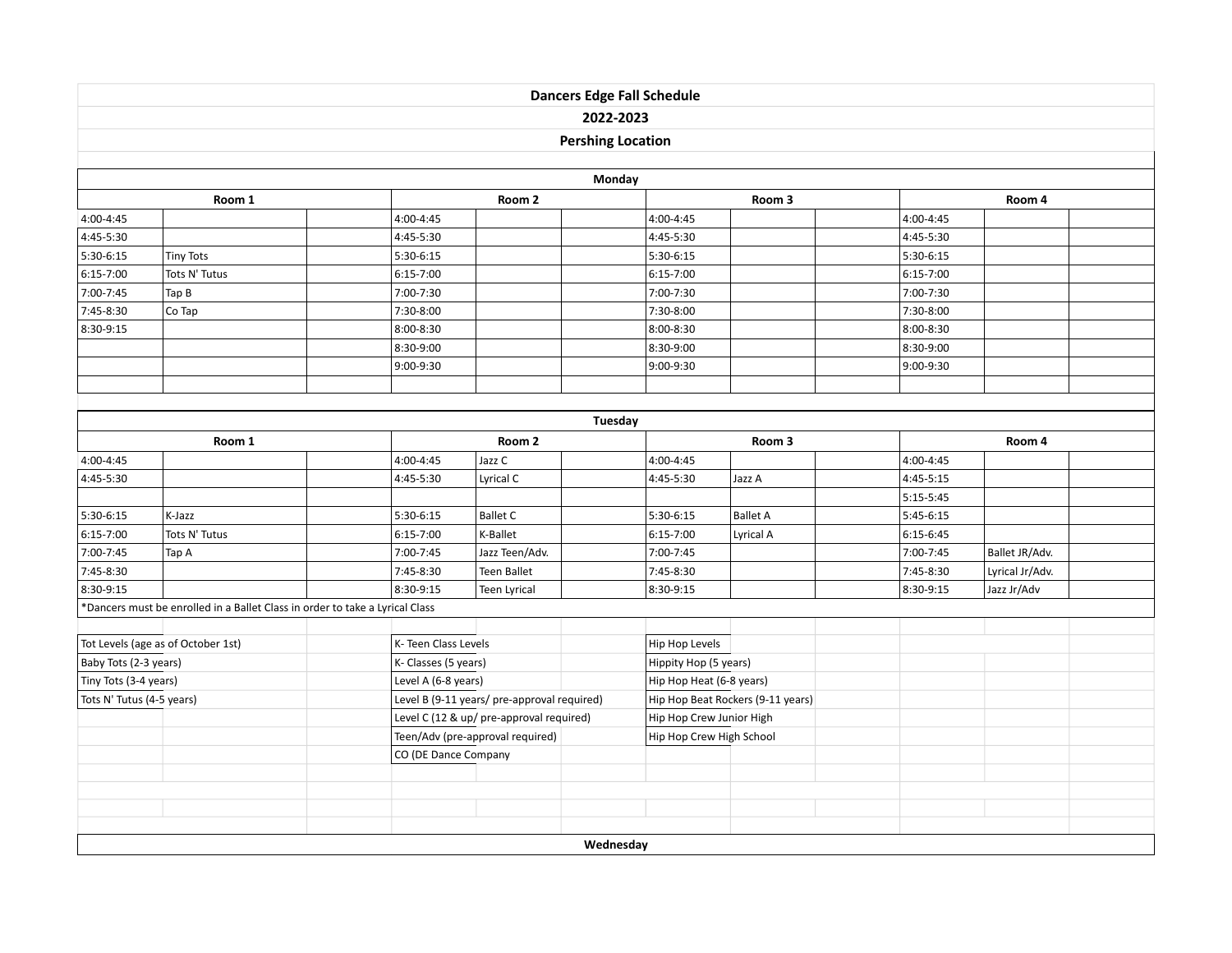# Dancers Edge Fall Schedule

## 2022-2023

## Pershing Location

### Monday

| Room 1 | | | Room 2 | | | Room 3 | | | Room 4 | | |
|---|---|---|---|---|---|---|---|---|---|---|---|
| 4:00-4:45 | | | 4:00-4:45 | | | 4:00-4:45 | | | 4:00-4:45 | | |
| 4:45-5:30 | | | 4:45-5:30 | | | 4:45-5:30 | | | 4:45-5:30 | | |
| 5:30-6:15 | Tiny Tots | | 5:30-6:15 | | | 5:30-6:15 | | | 5:30-6:15 | | |
| 6:15-7:00 | Tots N' Tutus | | 6:15-7:00 | | | 6:15-7:00 | | | 6:15-7:00 | | |
| 7:00-7:45 | Tap B | | 7:00-7:30 | | | 7:00-7:30 | | | 7:00-7:30 | | |
| 7:45-8:30 | Co Tap | | 7:30-8:00 | | | 7:30-8:00 | | | 7:30-8:00 | | |
| 8:30-9:15 | | | 8:00-8:30 | | | 8:00-8:30 | | | 8:00-8:30 | | |
| | | | 8:30-9:00 | | | 8:30-9:00 | | | 8:30-9:00 | | |
| | | | 9:00-9:30 | | | 9:00-9:30 | | | 9:00-9:30 | | |

### Tuesday

| Room 1 | | | Room 2 | | | Room 3 | | | Room 4 | | |
|---|---|---|---|---|---|---|---|---|---|---|---|
| 4:00-4:45 | | | 4:00-4:45 | Jazz C | | 4:00-4:45 | | | 4:00-4:45 | | |
| 4:45-5:30 | | | 4:45-5:30 | Lyrical C | | 4:45-5:30 | Jazz A | | 4:45-5:15 | | |
| | | | | | | | | | 5:15-5:45 | | |
| 5:30-6:15 | K-Jazz | | 5:30-6:15 | Ballet C | | 5:30-6:15 | Ballet A | | 5:45-6:15 | | |
| 6:15-7:00 | Tots N' Tutus | | 6:15-7:00 | K-Ballet | | 6:15-7:00 | Lyrical A | | 6:15-6:45 | | |
| 7:00-7:45 | Tap A | | 7:00-7:45 | Jazz Teen/Adv. | | 7:00-7:45 | | | 7:00-7:45 | Ballet JR/Adv. | |
| 7:45-8:30 | | | 7:45-8:30 | Teen Ballet | | 7:45-8:30 | | | 7:45-8:30 | Lyrical Jr/Adv. | |
| 8:30-9:15 | | | 8:30-9:15 | Teen Lyrical | | 8:30-9:15 | | | 8:30-9:15 | Jazz Jr/Adv | |

*Dancers must be enrolled in a Ballet Class in order to take a Lyrical Class

| Tot Levels (age as of October 1st) | K- Teen Class Levels | Hip Hop Levels |
|---|---|---|
| Baby Tots (2-3 years) | K- Classes (5 years) | Hippity Hop (5 years) |
| Tiny Tots (3-4 years) | Level A (6-8 years) | Hip Hop Heat (6-8 years) |
| Tots N' Tutus (4-5 years) | Level B (9-11 years/ pre-approval required) | Hip Hop Beat Rockers (9-11 years) |
| | Level C (12 & up/ pre-approval required) | Hip Hop Crew Junior High |
| | Teen/Adv (pre-approval required) | Hip Hop Crew High School |
| | CO (DE Dance Company | |

### Wednesday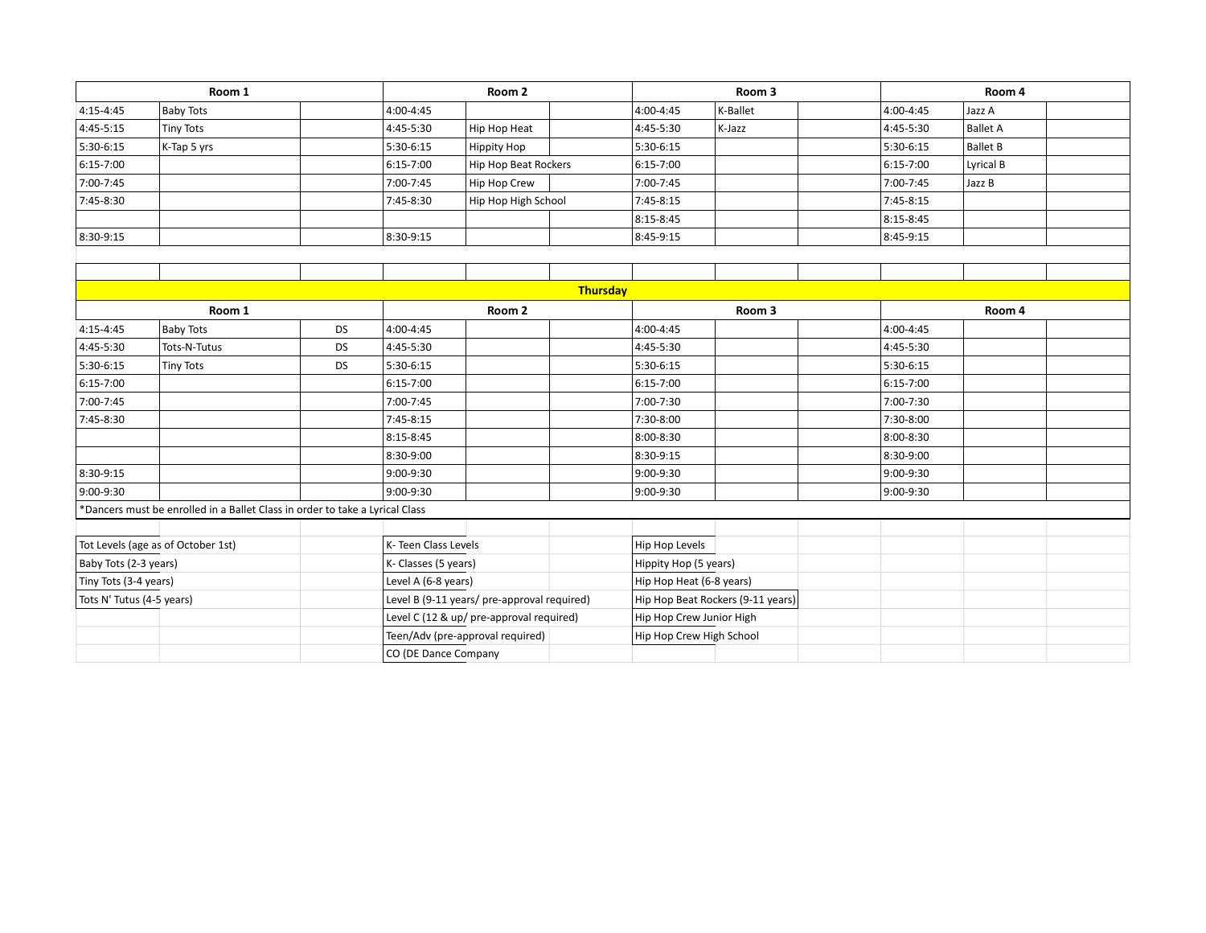| Room 1 | | | Room 2 | | | Room 3 | | | Room 4 | | |
|---|---|---|---|---|---|---|---|---|---|---|---|
| 4:15-4:45 | Baby Tots | | 4:00-4:45 | | | 4:00-4:45 | K-Ballet | | 4:00-4:45 | Jazz A | |
| 4:45-5:15 | Tiny Tots | | 4:45-5:30 | Hip Hop Heat | | 4:45-5:30 | K-Jazz | | 4:45-5:30 | Ballet A | |
| 5:30-6:15 | K-Tap 5 yrs | | 5:30-6:15 | Hippity Hop | | 5:30-6:15 | | | 5:30-6:15 | Ballet B | |
| 6:15-7:00 | | | 6:15-7:00 | Hip Hop Beat Rockers | | 6:15-7:00 | | | 6:15-7:00 | Lyrical B | |
| 7:00-7:45 | | | 7:00-7:45 | Hip Hop Crew | | 7:00-7:45 | | | 7:00-7:45 | Jazz B | |
| 7:45-8:30 | | | 7:45-8:30 | Hip Hop High School | | 7:45-8:15 | | | 7:45-8:15 | | |
| | | | | | | 8:15-8:45 | | | 8:15-8:45 | | |
| 8:30-9:15 | | | 8:30-9:15 | | | 8:45-9:15 | | | 8:45-9:15 | | |

**Thursday**

| Room 1 | | | Room 2 | | | Room 3 | | | Room 4 | | |
|---|---|---|---|---|---|---|---|---|---|---|---|
| 4:15-4:45 | Baby Tots | DS | 4:00-4:45 | | | 4:00-4:45 | | | 4:00-4:45 | | |
| 4:45-5:30 | Tots-N-Tutus | DS | 4:45-5:30 | | | 4:45-5:30 | | | 4:45-5:30 | | |
| 5:30-6:15 | Tiny Tots | DS | 5:30-6:15 | | | 5:30-6:15 | | | 5:30-6:15 | | |
| 6:15-7:00 | | | 6:15-7:00 | | | 6:15-7:00 | | | 6:15-7:00 | | |
| 7:00-7:45 | | | 7:00-7:45 | | | 7:00-7:30 | | | 7:00-7:30 | | |
| 7:45-8:30 | | | 7:45-8:15 | | | 7:30-8:00 | | | 7:30-8:00 | | |
| | | | 8:15-8:45 | | | 8:00-8:30 | | | 8:00-8:30 | | |
| | | | 8:30-9:00 | | | 8:30-9:15 | | | 8:30-9:00 | | |
| 8:30-9:15 | | | 9:00-9:30 | | | 9:00-9:30 | | | 9:00-9:30 | | |
| 9:00-9:30 | | | 9:00-9:30 | | | 9:00-9:30 | | | 9:00-9:30 | | |

*Dancers must be enrolled in a Ballet Class in order to take a Lyrical Class

| Tot Levels (age as of October 1st) | K- Teen Class Levels | Hip Hop Levels |
|---|---|---|
| Baby Tots (2-3 years) | K- Classes (5 years) | Hippity Hop (5 years) |
| Tiny Tots (3-4 years) | Level A (6-8 years) | Hip Hop Heat (6-8 years) |
| Tots N' Tutus (4-5 years) | Level B (9-11 years/ pre-approval required) | Hip Hop Beat Rockers (9-11 years) |
| | Level C (12 & up/ pre-approval required) | Hip Hop Crew Junior High |
| | Teen/Adv (pre-approval required) | Hip Hop Crew High School |
| | CO (DE Dance Company | |